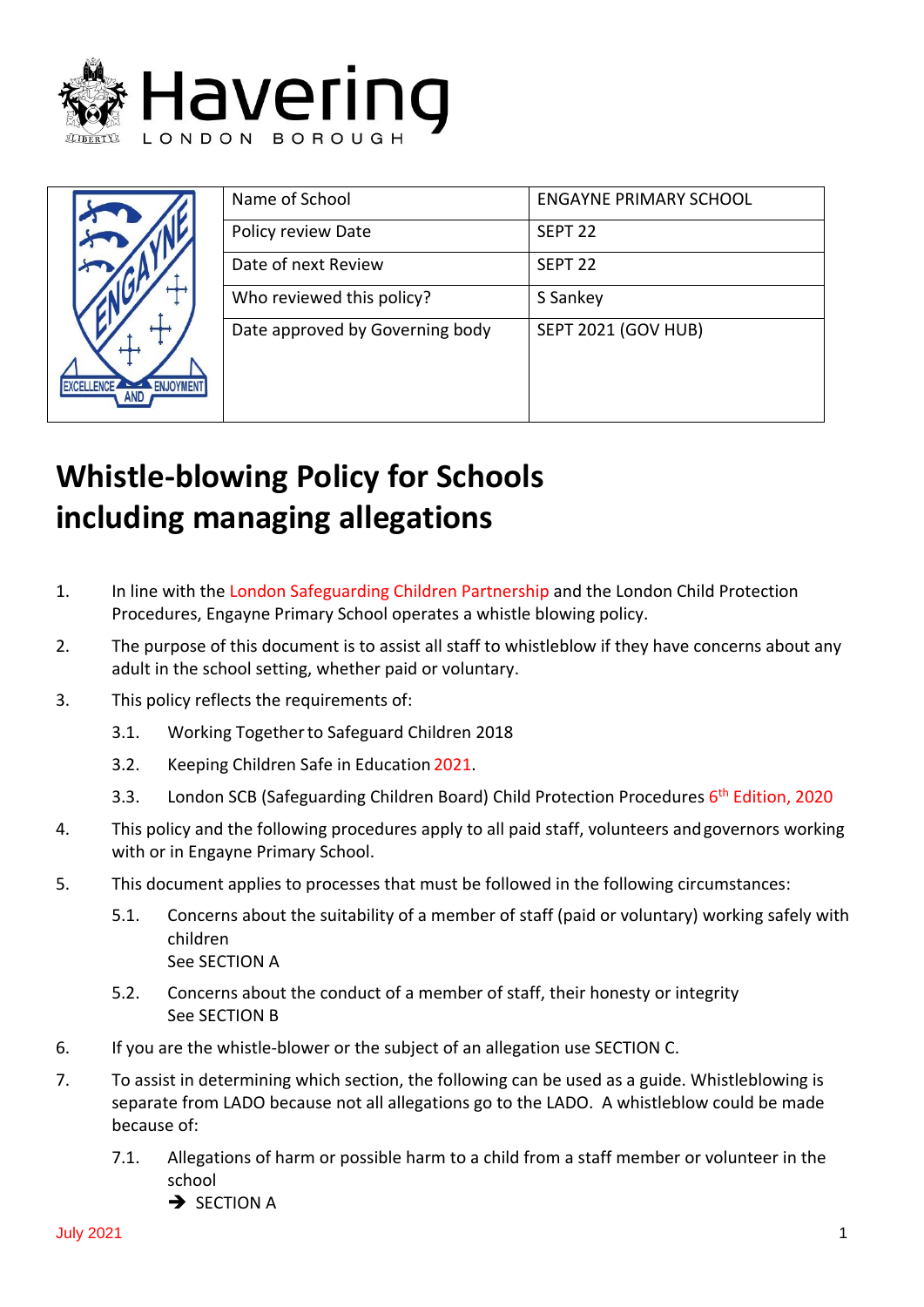Havering
LONDON BOROUGH

| | | |
|---|---|---|
| | Name of School | ENGAYNE PRIMARY SCHOOL |
| | Policy review Date | SEPT 22 |
| | Date of next Review | SEPT 22 |
| | Who reviewed this policy? | S Sankey |
| | Date approved by Governing body | SEPT 2021 (GOV HUB) |

# Whistle-blowing Policy for Schools including managing allegations

1. In line with the London Safeguarding Children Partnership and the London Child Protection Procedures, Engayne Primary School operates a whistle blowing policy.

2. The purpose of this document is to assist all staff to whistleblow if they have concerns about any adult in the school setting, whether paid or voluntary.

3. This policy reflects the requirements of:

   3.1. Working Together to Safeguard Children 2018

   3.2. Keeping Children Safe in Education 2021.

   3.3. London SCB (Safeguarding Children Board) Child Protection Procedures 6th Edition, 2020

4. This policy and the following procedures apply to all paid staff, volunteers and governors working with or in Engayne Primary School.

5. This document applies to processes that must be followed in the following circumstances:

   5.1. Concerns about the suitability of a member of staff (paid or voluntary) working safely with children
   See SECTION A

   5.2. Concerns about the conduct of a member of staff, their honesty or integrity
   See SECTION B

6. If you are the whistle-blower or the subject of an allegation use SECTION C.

7. To assist in determining which section, the following can be used as a guide. Whistleblowing is separate from LADO because not all allegations go to the LADO. A whistleblow could be made because of:

   7.1. Allegations of harm or possible harm to a child from a staff member or volunteer in the school
   ➔ SECTION A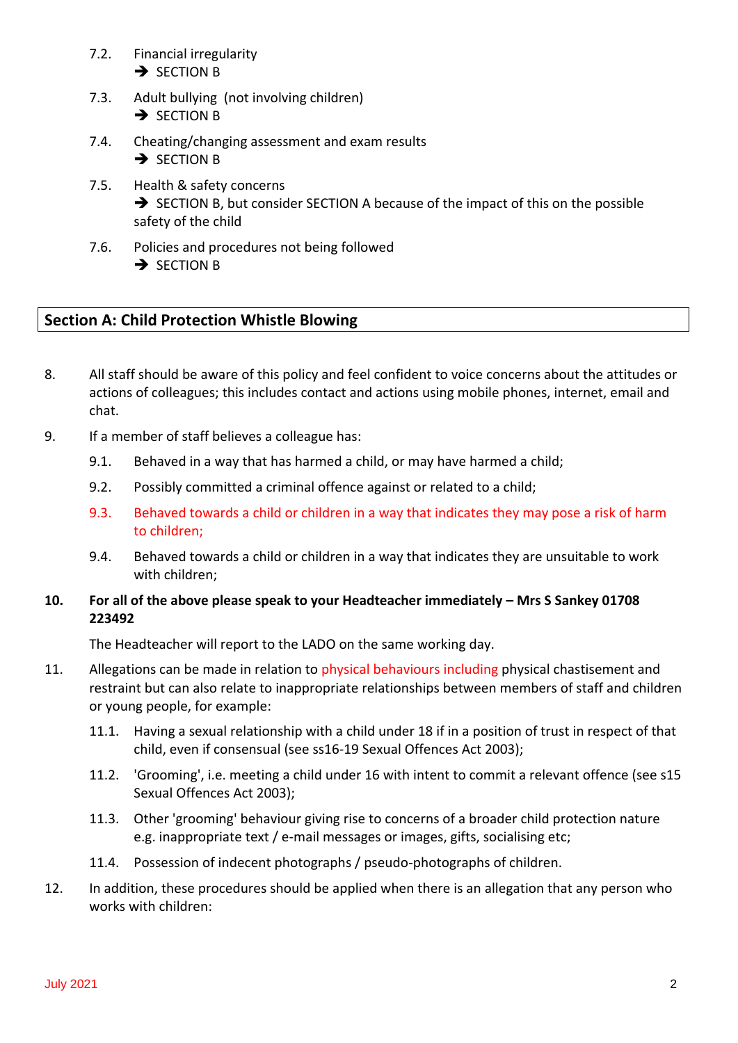7.2. Financial irregularity
→ SECTION B

7.3. Adult bullying (not involving children)
→ SECTION B

7.4. Cheating/changing assessment and exam results
→ SECTION B

7.5. Health & safety concerns
→ SECTION B, but consider SECTION A because of the impact of this on the possible safety of the child

7.6. Policies and procedures not being followed
→ SECTION B

## Section A: Child Protection Whistle Blowing

8. All staff should be aware of this policy and feel confident to voice concerns about the attitudes or actions of colleagues; this includes contact and actions using mobile phones, internet, email and chat.

9. If a member of staff believes a colleague has:

   9.1. Behaved in a way that has harmed a child, or may have harmed a child;

   9.2. Possibly committed a criminal offence against or related to a child;

   9.3. Behaved towards a child or children in a way that indicates they may pose a risk of harm to children;

   9.4. Behaved towards a child or children in a way that indicates they are unsuitable to work with children;

**10. For all of the above please speak to your Headteacher immediately – Mrs S Sankey 01708 223492**

The Headteacher will report to the LADO on the same working day.

11. Allegations can be made in relation to physical behaviours including physical chastisement and restraint but can also relate to inappropriate relationships between members of staff and children or young people, for example:

    11.1. Having a sexual relationship with a child under 18 if in a position of trust in respect of that child, even if consensual (see ss16-19 Sexual Offences Act 2003);

    11.2. 'Grooming', i.e. meeting a child under 16 with intent to commit a relevant offence (see s15 Sexual Offences Act 2003);

    11.3. Other 'grooming' behaviour giving rise to concerns of a broader child protection nature e.g. inappropriate text / e-mail messages or images, gifts, socialising etc;

    11.4. Possession of indecent photographs / pseudo-photographs of children.

12. In addition, these procedures should be applied when there is an allegation that any person who works with children: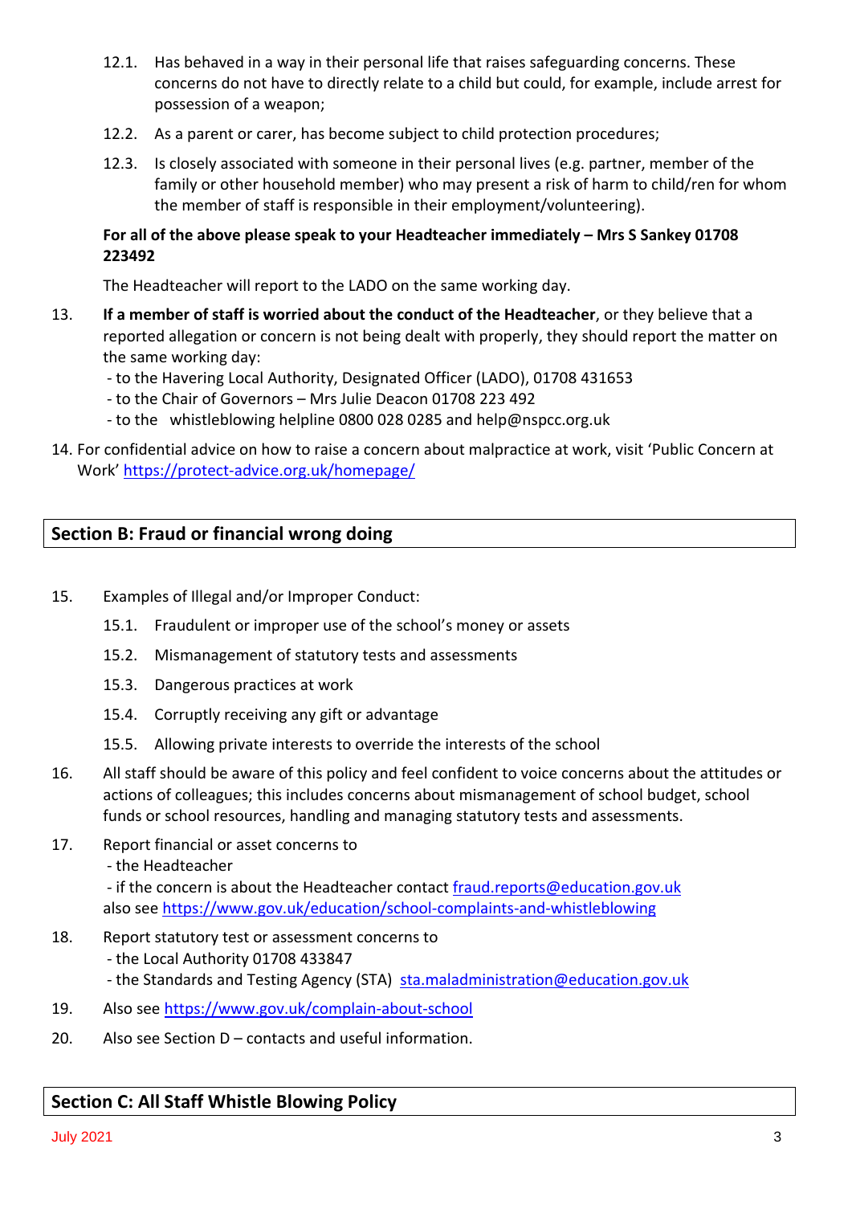12.1. Has behaved in a way in their personal life that raises safeguarding concerns. These concerns do not have to directly relate to a child but could, for example, include arrest for possession of a weapon;

12.2. As a parent or carer, has become subject to child protection procedures;

12.3. Is closely associated with someone in their personal lives (e.g. partner, member of the family or other household member) who may present a risk of harm to child/ren for whom the member of staff is responsible in their employment/volunteering).

**For all of the above please speak to your Headteacher immediately – Mrs S Sankey 01708 223492**

The Headteacher will report to the LADO on the same working day.

13. **If a member of staff is worried about the conduct of the Headteacher**, or they believe that a reported allegation or concern is not being dealt with properly, they should report the matter on the same working day:
   - to the Havering Local Authority, Designated Officer (LADO), 01708 431653
   - to the Chair of Governors – Mrs Julie Deacon 01708 223 492
   - to the whistleblowing helpline 0800 028 0285 and help@nspcc.org.uk

14. For confidential advice on how to raise a concern about malpractice at work, visit 'Public Concern at Work' https://protect-advice.org.uk/homepage/

## Section B: Fraud or financial wrong doing

15. Examples of Illegal and/or Improper Conduct:

    15.1. Fraudulent or improper use of the school's money or assets

    15.2. Mismanagement of statutory tests and assessments

    15.3. Dangerous practices at work

    15.4. Corruptly receiving any gift or advantage

    15.5. Allowing private interests to override the interests of the school

16. All staff should be aware of this policy and feel confident to voice concerns about the attitudes or actions of colleagues; this includes concerns about mismanagement of school budget, school funds or school resources, handling and managing statutory tests and assessments.

17. Report financial or asset concerns to
   - the Headteacher
   - if the concern is about the Headteacher contact fraud.reports@education.gov.uk

   also see https://www.gov.uk/education/school-complaints-and-whistleblowing

18. Report statutory test or assessment concerns to
   - the Local Authority 01708 433847
   - the Standards and Testing Agency (STA) sta.maladministration@education.gov.uk

19. Also see https://www.gov.uk/complain-about-school

20. Also see Section D – contacts and useful information.

## Section C: All Staff Whistle Blowing Policy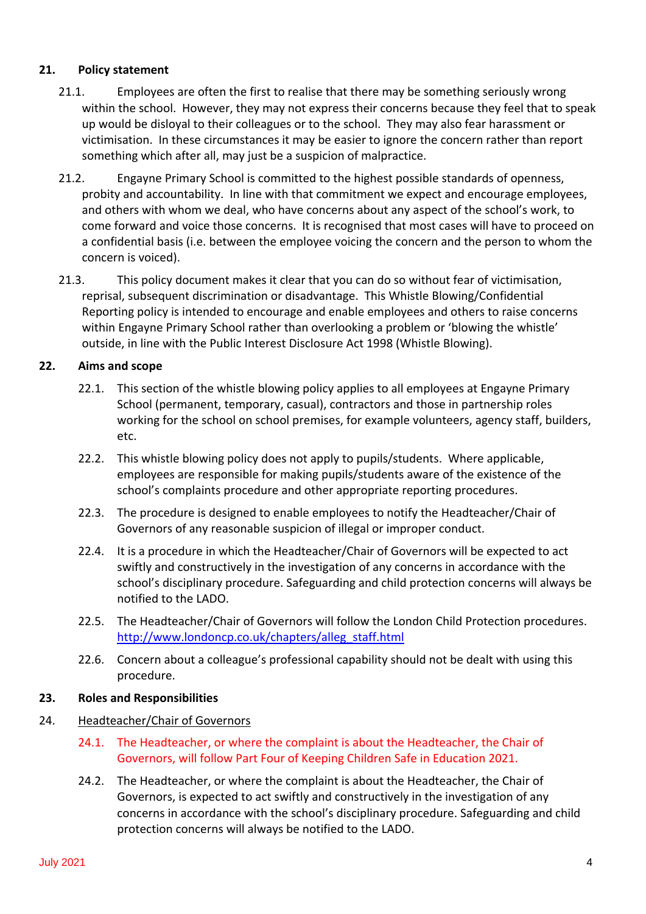## 21. Policy statement

21.1. Employees are often the first to realise that there may be something seriously wrong within the school. However, they may not express their concerns because they feel that to speak up would be disloyal to their colleagues or to the school. They may also fear harassment or victimisation. In these circumstances it may be easier to ignore the concern rather than report something which after all, may just be a suspicion of malpractice.

21.2. Engayne Primary School is committed to the highest possible standards of openness, probity and accountability. In line with that commitment we expect and encourage employees, and others with whom we deal, who have concerns about any aspect of the school's work, to come forward and voice those concerns. It is recognised that most cases will have to proceed on a confidential basis (i.e. between the employee voicing the concern and the person to whom the concern is voiced).

21.3. This policy document makes it clear that you can do so without fear of victimisation, reprisal, subsequent discrimination or disadvantage. This Whistle Blowing/Confidential Reporting policy is intended to encourage and enable employees and others to raise concerns within Engayne Primary School rather than overlooking a problem or 'blowing the whistle' outside, in line with the Public Interest Disclosure Act 1998 (Whistle Blowing).

## 22. Aims and scope

22.1. This section of the whistle blowing policy applies to all employees at Engayne Primary School (permanent, temporary, casual), contractors and those in partnership roles working for the school on school premises, for example volunteers, agency staff, builders, etc.

22.2. This whistle blowing policy does not apply to pupils/students. Where applicable, employees are responsible for making pupils/students aware of the existence of the school's complaints procedure and other appropriate reporting procedures.

22.3. The procedure is designed to enable employees to notify the Headteacher/Chair of Governors of any reasonable suspicion of illegal or improper conduct.

22.4. It is a procedure in which the Headteacher/Chair of Governors will be expected to act swiftly and constructively in the investigation of any concerns in accordance with the school's disciplinary procedure. Safeguarding and child protection concerns will always be notified to the LADO.

22.5. The Headteacher/Chair of Governors will follow the London Child Protection procedures. http://www.londoncp.co.uk/chapters/alleg_staff.html

22.6. Concern about a colleague's professional capability should not be dealt with using this procedure.

## 23. Roles and Responsibilities

24. <u>Headteacher/Chair of Governors</u>

24.1. The Headteacher, or where the complaint is about the Headteacher, the Chair of Governors, will follow Part Four of Keeping Children Safe in Education 2021.

24.2. The Headteacher, or where the complaint is about the Headteacher, the Chair of Governors, is expected to act swiftly and constructively in the investigation of any concerns in accordance with the school's disciplinary procedure. Safeguarding and child protection concerns will always be notified to the LADO.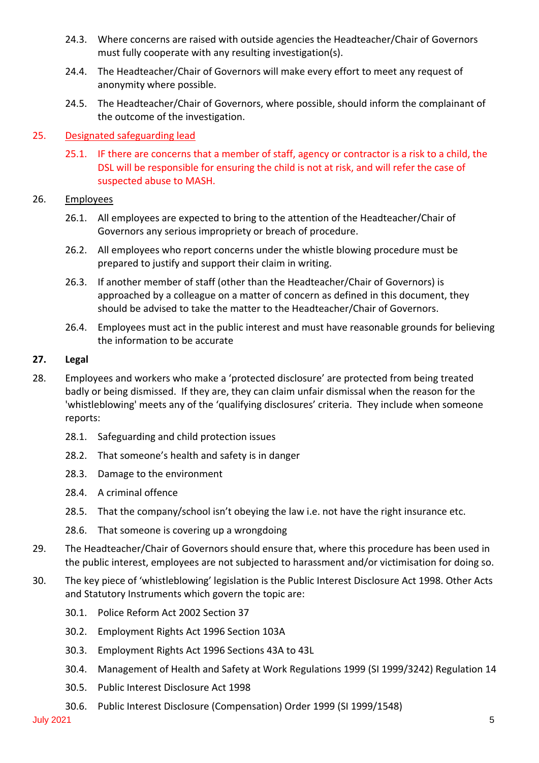24.3. Where concerns are raised with outside agencies the Headteacher/Chair of Governors must fully cooperate with any resulting investigation(s).

24.4. The Headteacher/Chair of Governors will make every effort to meet any request of anonymity where possible.

24.5. The Headteacher/Chair of Governors, where possible, should inform the complainant of the outcome of the investigation.

25. Designated safeguarding lead

25.1. IF there are concerns that a member of staff, agency or contractor is a risk to a child, the DSL will be responsible for ensuring the child is not at risk, and will refer the case of suspected abuse to MASH.

26. Employees

26.1. All employees are expected to bring to the attention of the Headteacher/Chair of Governors any serious impropriety or breach of procedure.

26.2. All employees who report concerns under the whistle blowing procedure must be prepared to justify and support their claim in writing.

26.3. If another member of staff (other than the Headteacher/Chair of Governors) is approached by a colleague on a matter of concern as defined in this document, they should be advised to take the matter to the Headteacher/Chair of Governors.

26.4. Employees must act in the public interest and must have reasonable grounds for believing the information to be accurate

**27. Legal**

28. Employees and workers who make a 'protected disclosure' are protected from being treated badly or being dismissed. If they are, they can claim unfair dismissal when the reason for the 'whistleblowing' meets any of the 'qualifying disclosures' criteria. They include when someone reports:

28.1. Safeguarding and child protection issues

28.2. That someone's health and safety is in danger

28.3. Damage to the environment

28.4. A criminal offence

28.5. That the company/school isn't obeying the law i.e. not have the right insurance etc.

28.6. That someone is covering up a wrongdoing

29. The Headteacher/Chair of Governors should ensure that, where this procedure has been used in the public interest, employees are not subjected to harassment and/or victimisation for doing so.

30. The key piece of 'whistleblowing' legislation is the Public Interest Disclosure Act 1998. Other Acts and Statutory Instruments which govern the topic are:

30.1. Police Reform Act 2002 Section 37

30.2. Employment Rights Act 1996 Section 103A

30.3. Employment Rights Act 1996 Sections 43A to 43L

30.4. Management of Health and Safety at Work Regulations 1999 (SI 1999/3242) Regulation 14

30.5. Public Interest Disclosure Act 1998

30.6. Public Interest Disclosure (Compensation) Order 1999 (SI 1999/1548)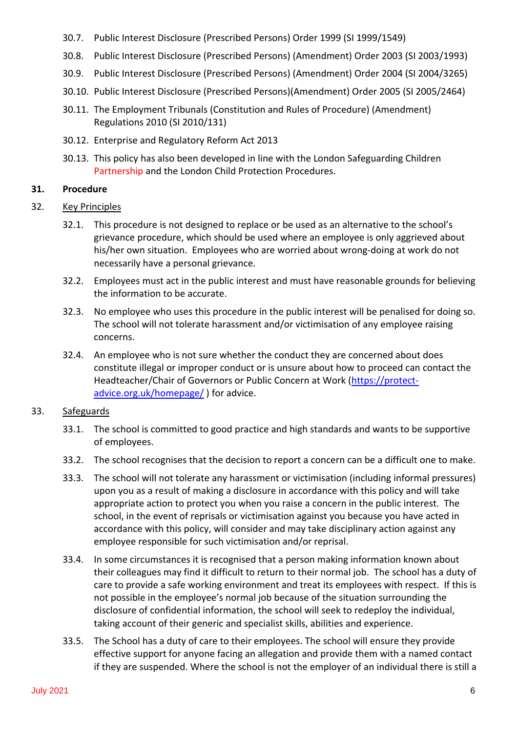30.7. Public Interest Disclosure (Prescribed Persons) Order 1999 (SI 1999/1549)

30.8. Public Interest Disclosure (Prescribed Persons) (Amendment) Order 2003 (SI 2003/1993)

30.9. Public Interest Disclosure (Prescribed Persons) (Amendment) Order 2004 (SI 2004/3265)

30.10. Public Interest Disclosure (Prescribed Persons)(Amendment) Order 2005 (SI 2005/2464)

30.11. The Employment Tribunals (Constitution and Rules of Procedure) (Amendment) Regulations 2010 (SI 2010/131)

30.12. Enterprise and Regulatory Reform Act 2013

30.13. This policy has also been developed in line with the London Safeguarding Children Partnership and the London Child Protection Procedures.

**31. Procedure**

32. Key Principles

32.1. This procedure is not designed to replace or be used as an alternative to the school's grievance procedure, which should be used where an employee is only aggrieved about his/her own situation. Employees who are worried about wrong-doing at work do not necessarily have a personal grievance.

32.2. Employees must act in the public interest and must have reasonable grounds for believing the information to be accurate.

32.3. No employee who uses this procedure in the public interest will be penalised for doing so. The school will not tolerate harassment and/or victimisation of any employee raising concerns.

32.4. An employee who is not sure whether the conduct they are concerned about does constitute illegal or improper conduct or is unsure about how to proceed can contact the Headteacher/Chair of Governors or Public Concern at Work (https://protect-advice.org.uk/homepage/ ) for advice.

33. Safeguards

33.1. The school is committed to good practice and high standards and wants to be supportive of employees.

33.2. The school recognises that the decision to report a concern can be a difficult one to make.

33.3. The school will not tolerate any harassment or victimisation (including informal pressures) upon you as a result of making a disclosure in accordance with this policy and will take appropriate action to protect you when you raise a concern in the public interest. The school, in the event of reprisals or victimisation against you because you have acted in accordance with this policy, will consider and may take disciplinary action against any employee responsible for such victimisation and/or reprisal.

33.4. In some circumstances it is recognised that a person making information known about their colleagues may find it difficult to return to their normal job. The school has a duty of care to provide a safe working environment and treat its employees with respect. If this is not possible in the employee's normal job because of the situation surrounding the disclosure of confidential information, the school will seek to redeploy the individual, taking account of their generic and specialist skills, abilities and experience.

33.5. The School has a duty of care to their employees. The school will ensure they provide effective support for anyone facing an allegation and provide them with a named contact if they are suspended. Where the school is not the employer of an individual there is still a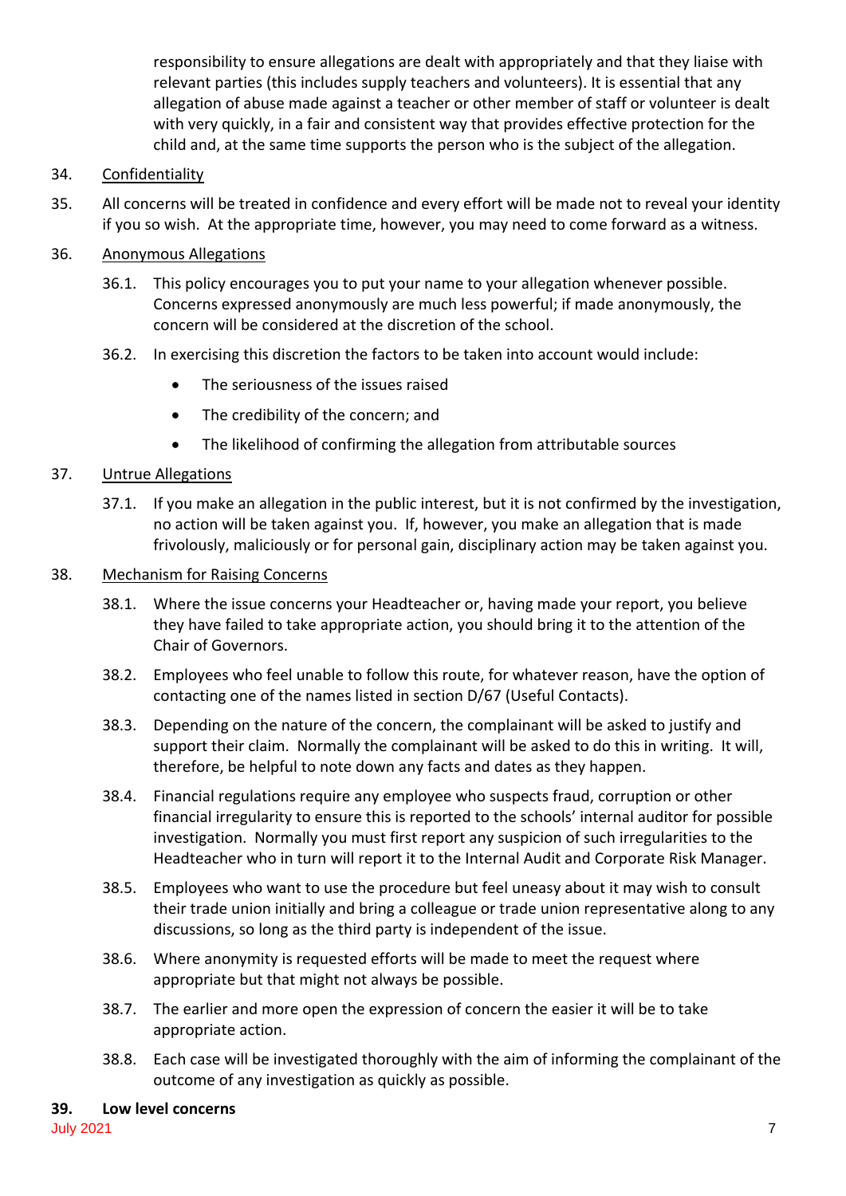responsibility to ensure allegations are dealt with appropriately and that they liaise with relevant parties (this includes supply teachers and volunteers). It is essential that any allegation of abuse made against a teacher or other member of staff or volunteer is dealt with very quickly, in a fair and consistent way that provides effective protection for the child and, at the same time supports the person who is the subject of the allegation.

34. Confidentiality

35. All concerns will be treated in confidence and every effort will be made not to reveal your identity if you so wish. At the appropriate time, however, you may need to come forward as a witness.

36. Anonymous Allegations

36.1. This policy encourages you to put your name to your allegation whenever possible. Concerns expressed anonymously are much less powerful; if made anonymously, the concern will be considered at the discretion of the school.

36.2. In exercising this discretion the factors to be taken into account would include:

- The seriousness of the issues raised
- The credibility of the concern; and
- The likelihood of confirming the allegation from attributable sources

37. Untrue Allegations

37.1. If you make an allegation in the public interest, but it is not confirmed by the investigation, no action will be taken against you. If, however, you make an allegation that is made frivolously, maliciously or for personal gain, disciplinary action may be taken against you.

38. Mechanism for Raising Concerns

38.1. Where the issue concerns your Headteacher or, having made your report, you believe they have failed to take appropriate action, you should bring it to the attention of the Chair of Governors.

38.2. Employees who feel unable to follow this route, for whatever reason, have the option of contacting one of the names listed in section D/67 (Useful Contacts).

38.3. Depending on the nature of the concern, the complainant will be asked to justify and support their claim. Normally the complainant will be asked to do this in writing. It will, therefore, be helpful to note down any facts and dates as they happen.

38.4. Financial regulations require any employee who suspects fraud, corruption or other financial irregularity to ensure this is reported to the schools' internal auditor for possible investigation. Normally you must first report any suspicion of such irregularities to the Headteacher who in turn will report it to the Internal Audit and Corporate Risk Manager.

38.5. Employees who want to use the procedure but feel uneasy about it may wish to consult their trade union initially and bring a colleague or trade union representative along to any discussions, so long as the third party is independent of the issue.

38.6. Where anonymity is requested efforts will be made to meet the request where appropriate but that might not always be possible.

38.7. The earlier and more open the expression of concern the easier it will be to take appropriate action.

38.8. Each case will be investigated thoroughly with the aim of informing the complainant of the outcome of any investigation as quickly as possible.

**39. Low level concerns**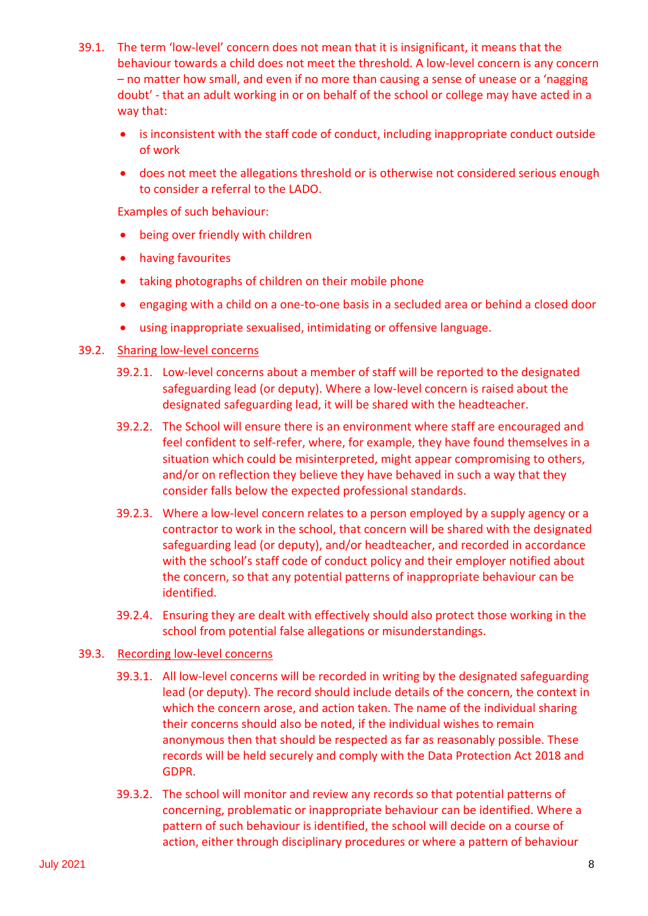39.1. The term 'low-level' concern does not mean that it is insignificant, it means that the behaviour towards a child does not meet the threshold. A low-level concern is any concern – no matter how small, and even if no more than causing a sense of unease or a 'nagging doubt' - that an adult working in or on behalf of the school or college may have acted in a way that:

- is inconsistent with the staff code of conduct, including inappropriate conduct outside of work
- does not meet the allegations threshold or is otherwise not considered serious enough to consider a referral to the LADO.

Examples of such behaviour:

- being over friendly with children
- having favourites
- taking photographs of children on their mobile phone
- engaging with a child on a one-to-one basis in a secluded area or behind a closed door
- using inappropriate sexualised, intimidating or offensive language.

39.2. <u>Sharing low-level concerns</u>

39.2.1. Low-level concerns about a member of staff will be reported to the designated safeguarding lead (or deputy). Where a low-level concern is raised about the designated safeguarding lead, it will be shared with the headteacher.

39.2.2. The School will ensure there is an environment where staff are encouraged and feel confident to self-refer, where, for example, they have found themselves in a situation which could be misinterpreted, might appear compromising to others, and/or on reflection they believe they have behaved in such a way that they consider falls below the expected professional standards.

39.2.3. Where a low-level concern relates to a person employed by a supply agency or a contractor to work in the school, that concern will be shared with the designated safeguarding lead (or deputy), and/or headteacher, and recorded in accordance with the school's staff code of conduct policy and their employer notified about the concern, so that any potential patterns of inappropriate behaviour can be identified.

39.2.4. Ensuring they are dealt with effectively should also protect those working in the school from potential false allegations or misunderstandings.

39.3. <u>Recording low-level concerns</u>

39.3.1. All low-level concerns will be recorded in writing by the designated safeguarding lead (or deputy). The record should include details of the concern, the context in which the concern arose, and action taken. The name of the individual sharing their concerns should also be noted, if the individual wishes to remain anonymous then that should be respected as far as reasonably possible. These records will be held securely and comply with the Data Protection Act 2018 and GDPR.

39.3.2. The school will monitor and review any records so that potential patterns of concerning, problematic or inappropriate behaviour can be identified. Where a pattern of such behaviour is identified, the school will decide on a course of action, either through disciplinary procedures or where a pattern of behaviour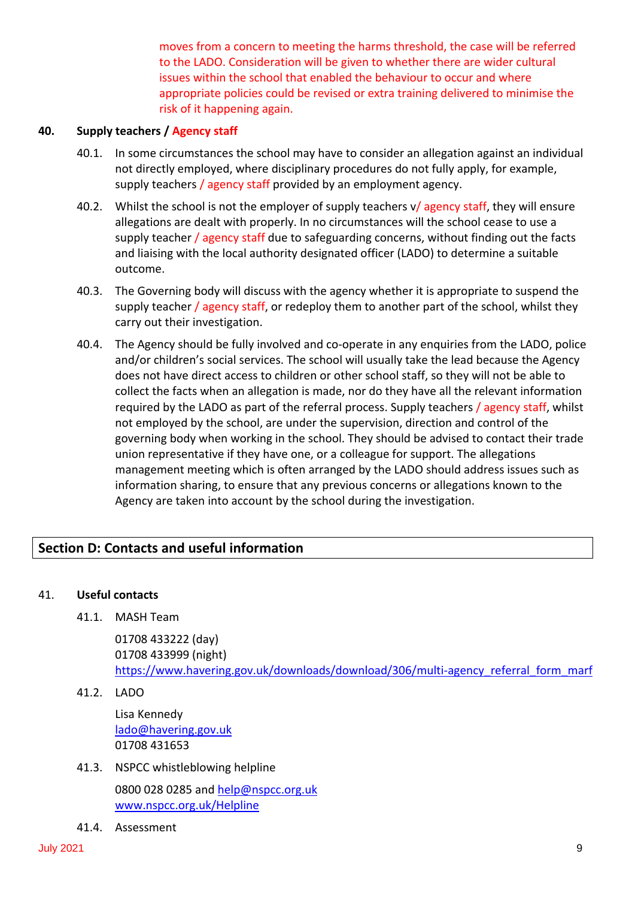moves from a concern to meeting the harms threshold, the case will be referred to the LADO. Consideration will be given to whether there are wider cultural issues within the school that enabled the behaviour to occur and where appropriate policies could be revised or extra training delivered to minimise the risk of it happening again.

**40. Supply teachers / Agency staff**

40.1. In some circumstances the school may have to consider an allegation against an individual not directly employed, where disciplinary procedures do not fully apply, for example, supply teachers / agency staff provided by an employment agency.

40.2. Whilst the school is not the employer of supply teachers v/ agency staff, they will ensure allegations are dealt with properly. In no circumstances will the school cease to use a supply teacher / agency staff due to safeguarding concerns, without finding out the facts and liaising with the local authority designated officer (LADO) to determine a suitable outcome.

40.3. The Governing body will discuss with the agency whether it is appropriate to suspend the supply teacher / agency staff, or redeploy them to another part of the school, whilst they carry out their investigation.

40.4. The Agency should be fully involved and co-operate in any enquiries from the LADO, police and/or children's social services. The school will usually take the lead because the Agency does not have direct access to children or other school staff, so they will not be able to collect the facts when an allegation is made, nor do they have all the relevant information required by the LADO as part of the referral process. Supply teachers / agency staff, whilst not employed by the school, are under the supervision, direction and control of the governing body when working in the school. They should be advised to contact their trade union representative if they have one, or a colleague for support. The allegations management meeting which is often arranged by the LADO should address issues such as information sharing, to ensure that any previous concerns or allegations known to the Agency are taken into account by the school during the investigation.

## Section D: Contacts and useful information

41. **Useful contacts**

41.1. MASH Team

01708 433222 (day)
01708 433999 (night)
https://www.havering.gov.uk/downloads/download/306/multi-agency_referral_form_marf

41.2. LADO

Lisa Kennedy
lado@havering.gov.uk
01708 431653

41.3. NSPCC whistleblowing helpline

0800 028 0285 and help@nspcc.org.uk
www.nspcc.org.uk/Helpline

41.4. Assessment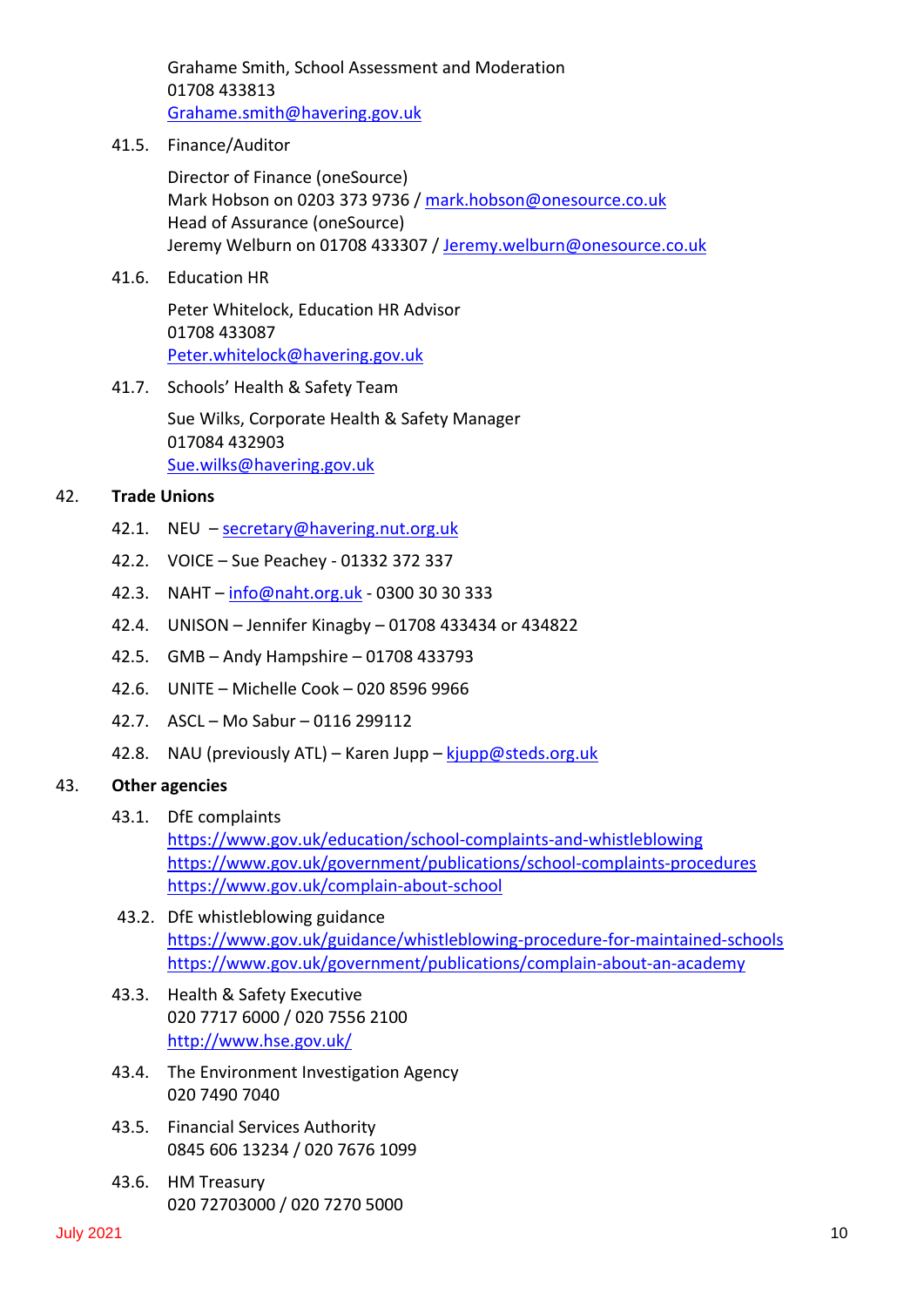Grahame Smith, School Assessment and Moderation
01708 433813
Grahame.smith@havering.gov.uk

41.5. Finance/Auditor

Director of Finance (oneSource)
Mark Hobson on 0203 373 9736 / mark.hobson@onesource.co.uk
Head of Assurance (oneSource)
Jeremy Welburn on 01708 433307 / Jeremy.welburn@onesource.co.uk

41.6. Education HR

Peter Whitelock, Education HR Advisor
01708 433087
Peter.whitelock@havering.gov.uk

41.7. Schools' Health & Safety Team

Sue Wilks, Corporate Health & Safety Manager
017084 432903
Sue.wilks@havering.gov.uk

## 42. Trade Unions

42.1. NEU – secretary@havering.nut.org.uk

42.2. VOICE – Sue Peachey - 01332 372 337

42.3. NAHT – info@naht.org.uk - 0300 30 30 333

42.4. UNISON – Jennifer Kinagby – 01708 433434 or 434822

42.5. GMB – Andy Hampshire – 01708 433793

42.6. UNITE – Michelle Cook – 020 8596 9966

42.7. ASCL – Mo Sabur – 0116 299112

42.8. NAU (previously ATL) – Karen Jupp – kjupp@steds.org.uk

## 43. Other agencies

43.1. DfE complaints
https://www.gov.uk/education/school-complaints-and-whistleblowing
https://www.gov.uk/government/publications/school-complaints-procedures
https://www.gov.uk/complain-about-school

43.2. DfE whistleblowing guidance
https://www.gov.uk/guidance/whistleblowing-procedure-for-maintained-schools
https://www.gov.uk/government/publications/complain-about-an-academy

43.3. Health & Safety Executive
020 7717 6000 / 020 7556 2100
http://www.hse.gov.uk/

43.4. The Environment Investigation Agency
020 7490 7040

43.5. Financial Services Authority
0845 606 13234 / 020 7676 1099

43.6. HM Treasury
020 72703000 / 020 7270 5000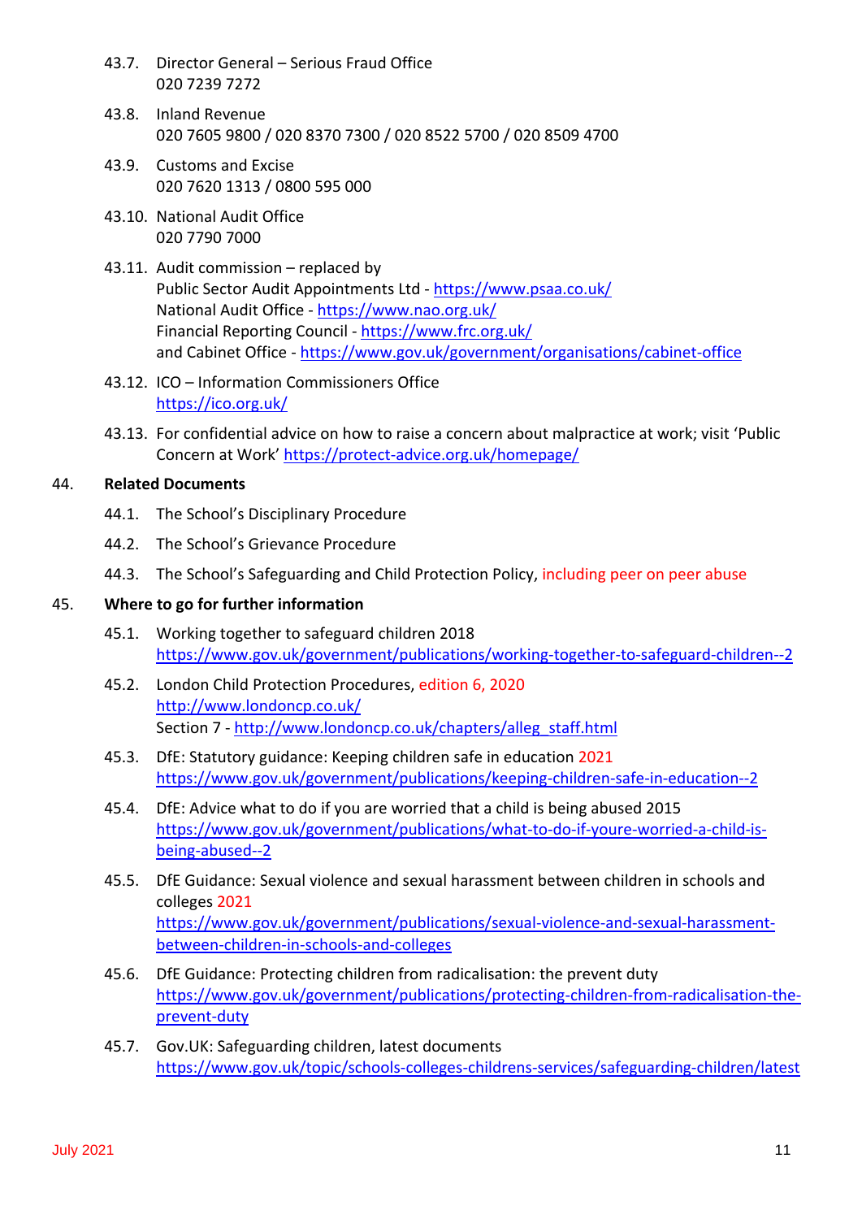43.7. Director General – Serious Fraud Office
020 7239 7272

43.8. Inland Revenue
020 7605 9800 / 020 8370 7300 / 020 8522 5700 / 020 8509 4700

43.9. Customs and Excise
020 7620 1313 / 0800 595 000

43.10. National Audit Office
020 7790 7000

43.11. Audit commission – replaced by
Public Sector Audit Appointments Ltd - https://www.psaa.co.uk/
National Audit Office - https://www.nao.org.uk/
Financial Reporting Council - https://www.frc.org.uk/
and Cabinet Office - https://www.gov.uk/government/organisations/cabinet-office

43.12. ICO – Information Commissioners Office
https://ico.org.uk/

43.13. For confidential advice on how to raise a concern about malpractice at work; visit 'Public Concern at Work' https://protect-advice.org.uk/homepage/

## 44. Related Documents

44.1. The School's Disciplinary Procedure

44.2. The School's Grievance Procedure

44.3. The School's Safeguarding and Child Protection Policy, including peer on peer abuse

## 45. Where to go for further information

45.1. Working together to safeguard children 2018
https://www.gov.uk/government/publications/working-together-to-safeguard-children--2

45.2. London Child Protection Procedures, edition 6, 2020
http://www.londoncp.co.uk/
Section 7 - http://www.londoncp.co.uk/chapters/alleg_staff.html

45.3. DfE: Statutory guidance: Keeping children safe in education 2021
https://www.gov.uk/government/publications/keeping-children-safe-in-education--2

45.4. DfE: Advice what to do if you are worried that a child is being abused 2015
https://www.gov.uk/government/publications/what-to-do-if-youre-worried-a-child-is-being-abused--2

45.5. DfE Guidance: Sexual violence and sexual harassment between children in schools and colleges 2021
https://www.gov.uk/government/publications/sexual-violence-and-sexual-harassment-between-children-in-schools-and-colleges

45.6. DfE Guidance: Protecting children from radicalisation: the prevent duty
https://www.gov.uk/government/publications/protecting-children-from-radicalisation-the-prevent-duty

45.7. Gov.UK: Safeguarding children, latest documents
https://www.gov.uk/topic/schools-colleges-childrens-services/safeguarding-children/latest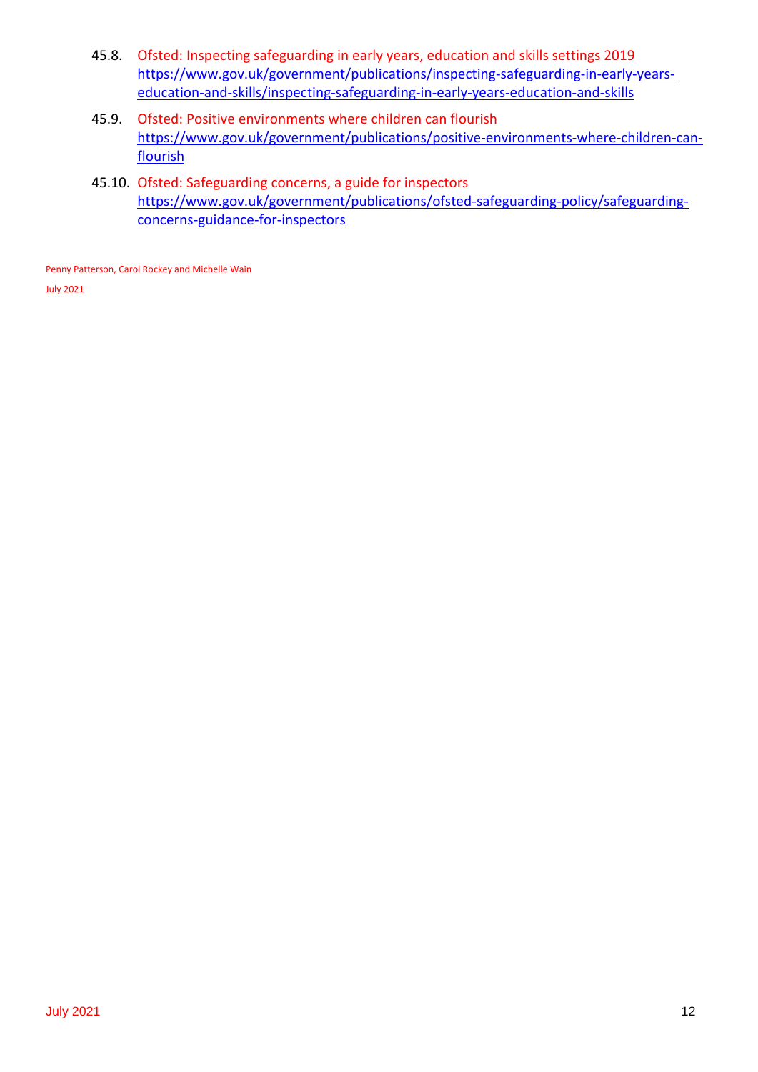45.8. Ofsted: Inspecting safeguarding in early years, education and skills settings 2019
https://www.gov.uk/government/publications/inspecting-safeguarding-in-early-years-education-and-skills/inspecting-safeguarding-in-early-years-education-and-skills

45.9. Ofsted: Positive environments where children can flourish
https://www.gov.uk/government/publications/positive-environments-where-children-can-flourish

45.10. Ofsted: Safeguarding concerns, a guide for inspectors
https://www.gov.uk/government/publications/ofsted-safeguarding-policy/safeguarding-concerns-guidance-for-inspectors

Penny Patterson, Carol Rockey and Michelle Wain

July 2021